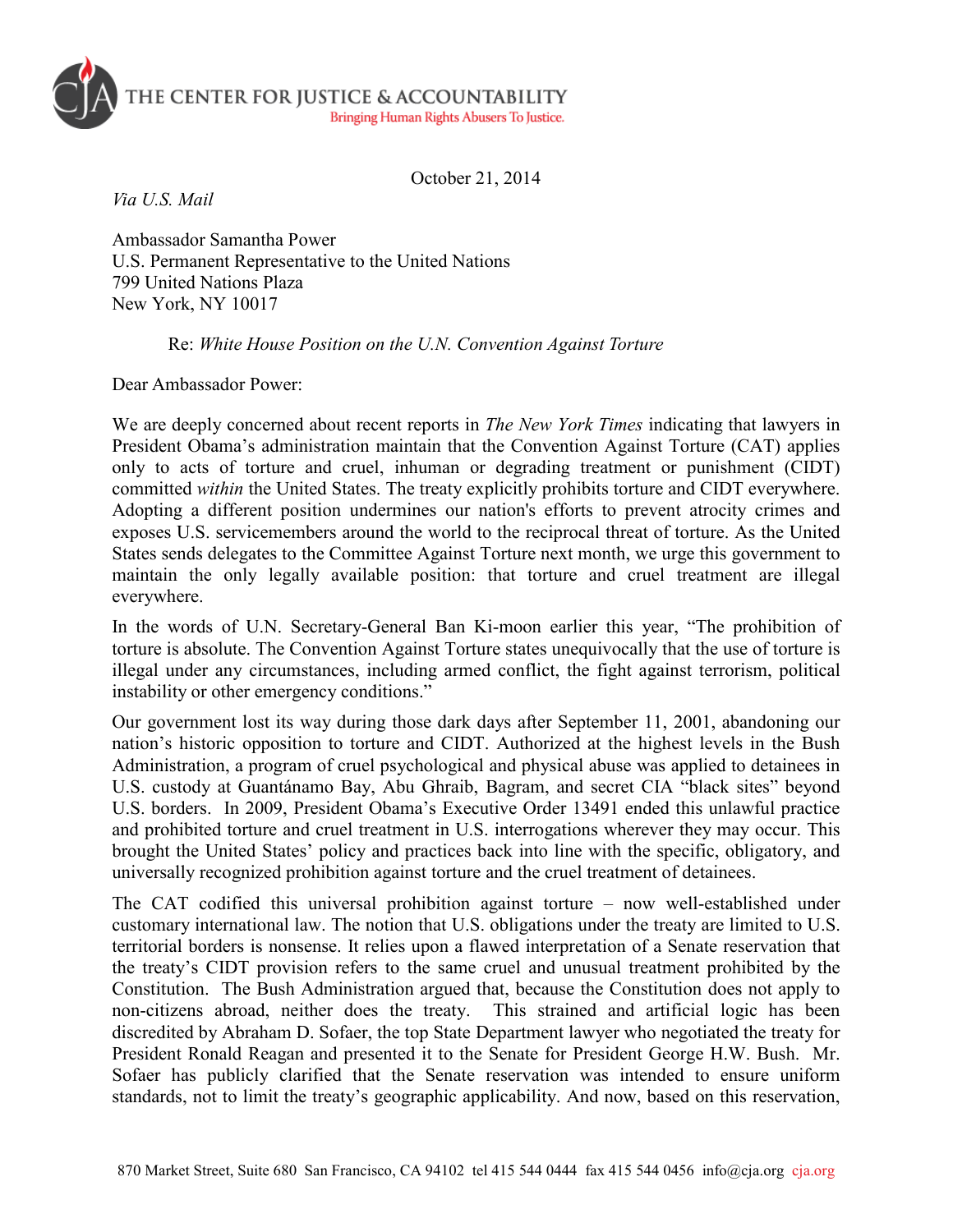THE CENTER FOR JUSTICE & ACCOUNTABILITY
Bringing Human Rights Abusers To Justice.

October 21, 2014

*Via U.S. Mail*

Ambassador Samantha Power
U.S. Permanent Representative to the United Nations
799 United Nations Plaza
New York, NY 10017

Re: *White House Position on the U.N. Convention Against Torture*

Dear Ambassador Power:

We are deeply concerned about recent reports in *The New York Times* indicating that lawyers in President Obama's administration maintain that the Convention Against Torture (CAT) applies only to acts of torture and cruel, inhuman or degrading treatment or punishment (CIDT) committed *within* the United States. The treaty explicitly prohibits torture and CIDT everywhere. Adopting a different position undermines our nation's efforts to prevent atrocity crimes and exposes U.S. servicemembers around the world to the reciprocal threat of torture. As the United States sends delegates to the Committee Against Torture next month, we urge this government to maintain the only legally available position: that torture and cruel treatment are illegal everywhere.

In the words of U.N. Secretary-General Ban Ki-moon earlier this year, "The prohibition of torture is absolute. The Convention Against Torture states unequivocally that the use of torture is illegal under any circumstances, including armed conflict, the fight against terrorism, political instability or other emergency conditions."

Our government lost its way during those dark days after September 11, 2001, abandoning our nation's historic opposition to torture and CIDT. Authorized at the highest levels in the Bush Administration, a program of cruel psychological and physical abuse was applied to detainees in U.S. custody at Guantánamo Bay, Abu Ghraib, Bagram, and secret CIA "black sites" beyond U.S. borders. In 2009, President Obama's Executive Order 13491 ended this unlawful practice and prohibited torture and cruel treatment in U.S. interrogations wherever they may occur. This brought the United States' policy and practices back into line with the specific, obligatory, and universally recognized prohibition against torture and the cruel treatment of detainees.

The CAT codified this universal prohibition against torture – now well-established under customary international law. The notion that U.S. obligations under the treaty are limited to U.S. territorial borders is nonsense. It relies upon a flawed interpretation of a Senate reservation that the treaty's CIDT provision refers to the same cruel and unusual treatment prohibited by the Constitution. The Bush Administration argued that, because the Constitution does not apply to non-citizens abroad, neither does the treaty. This strained and artificial logic has been discredited by Abraham D. Sofaer, the top State Department lawyer who negotiated the treaty for President Ronald Reagan and presented it to the Senate for President George H.W. Bush. Mr. Sofaer has publicly clarified that the Senate reservation was intended to ensure uniform standards, not to limit the treaty's geographic applicability. And now, based on this reservation,

870 Market Street, Suite 680 San Francisco, CA 94102 tel 415 544 0444 fax 415 544 0456 info@cja.org cja.org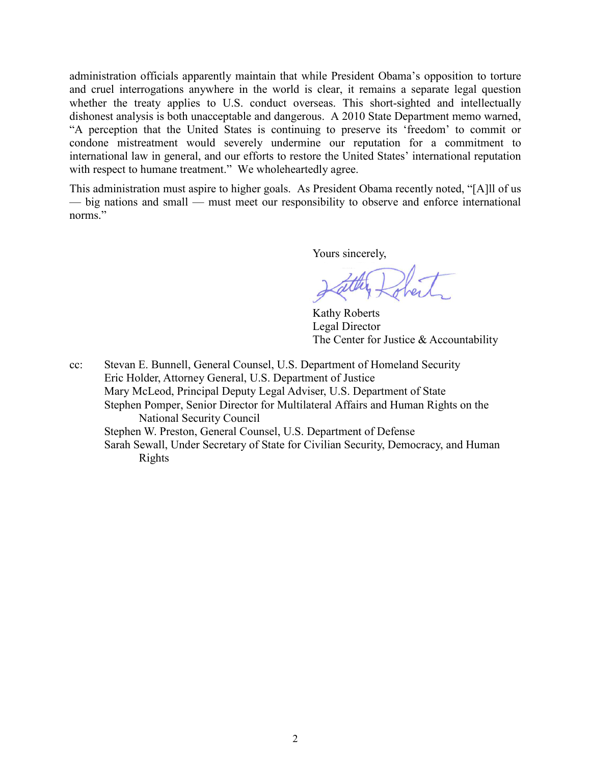administration officials apparently maintain that while President Obama's opposition to torture and cruel interrogations anywhere in the world is clear, it remains a separate legal question whether the treaty applies to U.S. conduct overseas. This short-sighted and intellectually dishonest analysis is both unacceptable and dangerous. A 2010 State Department memo warned, "A perception that the United States is continuing to preserve its 'freedom' to commit or condone mistreatment would severely undermine our reputation for a commitment to international law in general, and our efforts to restore the United States' international reputation with respect to humane treatment." We wholeheartedly agree.

This administration must aspire to higher goals. As President Obama recently noted, "[A]ll of us — big nations and small — must meet our responsibility to observe and enforce international norms."

Yours sincerely,

Kathy Roberts
Legal Director
The Center for Justice & Accountability

cc: Stevan E. Bunnell, General Counsel, U.S. Department of Homeland Security
Eric Holder, Attorney General, U.S. Department of Justice
Mary McLeod, Principal Deputy Legal Adviser, U.S. Department of State
Stephen Pomper, Senior Director for Multilateral Affairs and Human Rights on the National Security Council
Stephen W. Preston, General Counsel, U.S. Department of Defense
Sarah Sewall, Under Secretary of State for Civilian Security, Democracy, and Human Rights